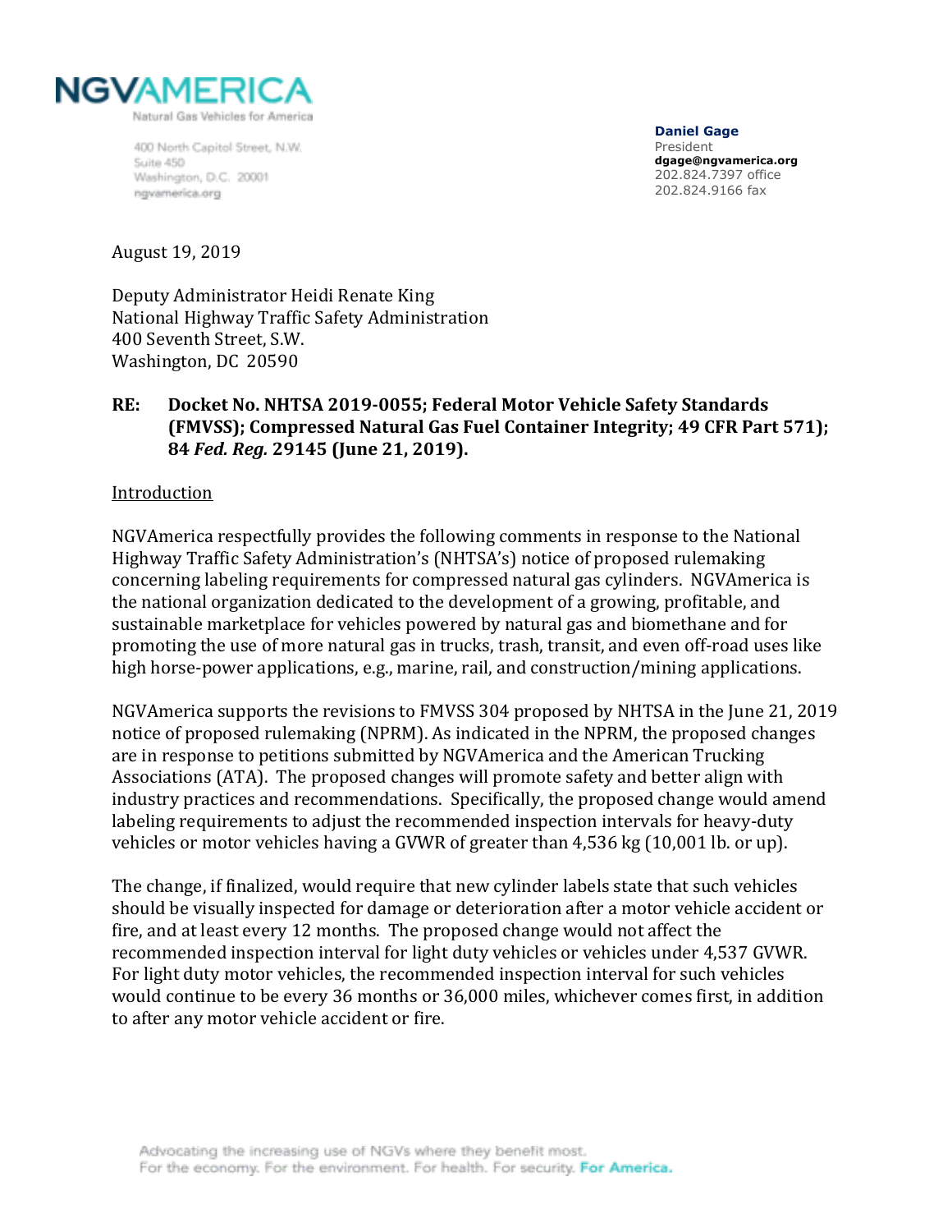**NGVAMERICA**
Natural Gas Vehicles for America

400 North Capitol Street, N.W.
Suite 450
Washington, D.C. 20001
ngvamerica.org

**Daniel Gage**
President
**dgage@ngvamerica.org**
202.824.7397 office
202.824.9166 fax

August 19, 2019

Deputy Administrator Heidi Renate King
National Highway Traffic Safety Administration
400 Seventh Street, S.W.
Washington, DC 20590

**RE: Docket No. NHTSA 2019-0055; Federal Motor Vehicle Safety Standards (FMVSS); Compressed Natural Gas Fuel Container Integrity; 49 CFR Part 571); 84 *Fed. Reg.* 29145 (June 21, 2019).**

Introduction

NGVAmerica respectfully provides the following comments in response to the National Highway Traffic Safety Administration's (NHTSA's) notice of proposed rulemaking concerning labeling requirements for compressed natural gas cylinders. NGVAmerica is the national organization dedicated to the development of a growing, profitable, and sustainable marketplace for vehicles powered by natural gas and biomethane and for promoting the use of more natural gas in trucks, trash, transit, and even off-road uses like high horse-power applications, e.g., marine, rail, and construction/mining applications.

NGVAmerica supports the revisions to FMVSS 304 proposed by NHTSA in the June 21, 2019 notice of proposed rulemaking (NPRM). As indicated in the NPRM, the proposed changes are in response to petitions submitted by NGVAmerica and the American Trucking Associations (ATA). The proposed changes will promote safety and better align with industry practices and recommendations. Specifically, the proposed change would amend labeling requirements to adjust the recommended inspection intervals for heavy-duty vehicles or motor vehicles having a GVWR of greater than 4,536 kg (10,001 lb. or up).

The change, if finalized, would require that new cylinder labels state that such vehicles should be visually inspected for damage or deterioration after a motor vehicle accident or fire, and at least every 12 months. The proposed change would not affect the recommended inspection interval for light duty vehicles or vehicles under 4,537 GVWR. For light duty motor vehicles, the recommended inspection interval for such vehicles would continue to be every 36 months or 36,000 miles, whichever comes first, in addition to after any motor vehicle accident or fire.

Advocating the increasing use of NGVs where they benefit most.
For the economy. For the environment. For health. For security. For America.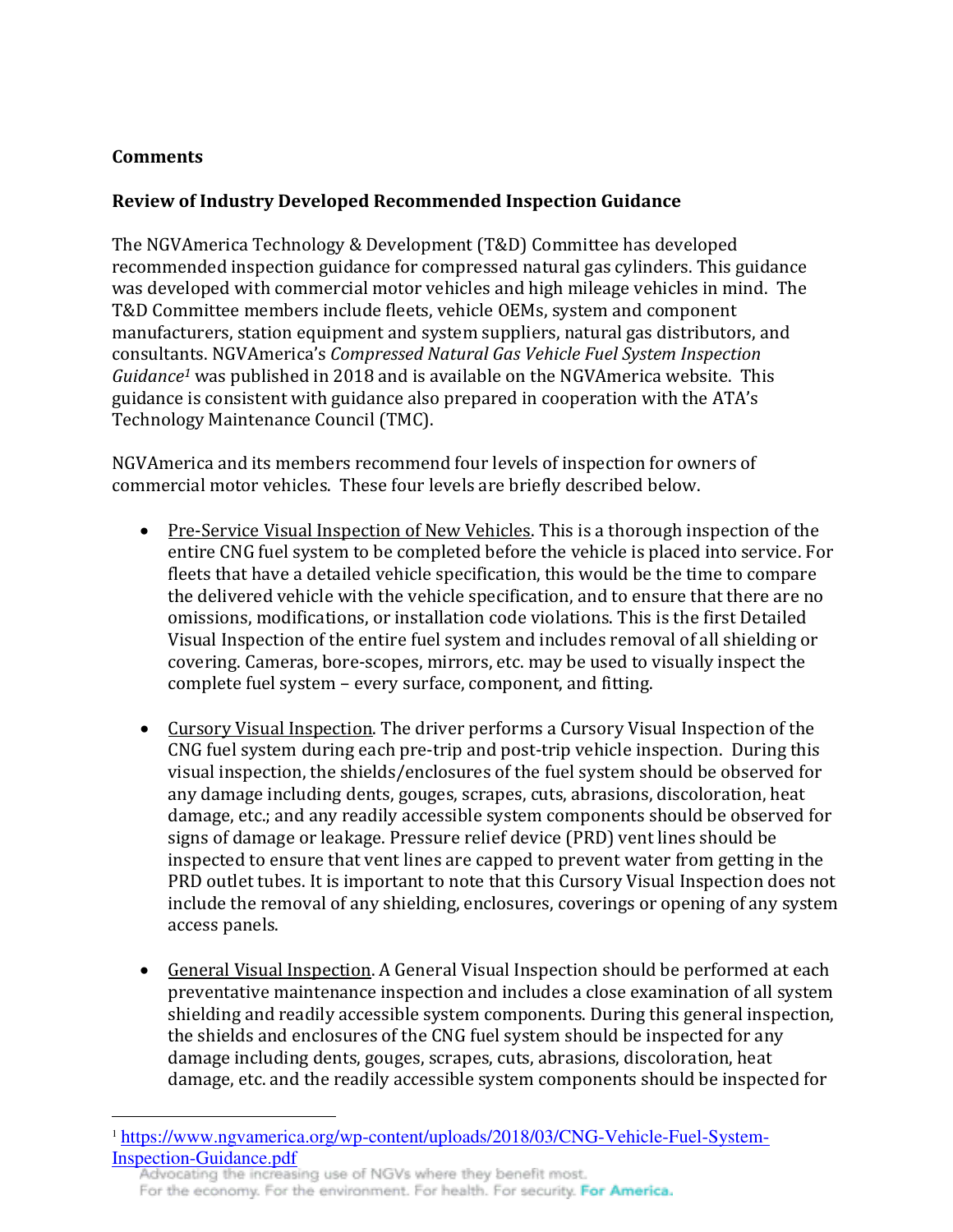**Comments**

**Review of Industry Developed Recommended Inspection Guidance**

The NGVAmerica Technology & Development (T&D) Committee has developed recommended inspection guidance for compressed natural gas cylinders. This guidance was developed with commercial motor vehicles and high mileage vehicles in mind. The T&D Committee members include fleets, vehicle OEMs, system and component manufacturers, station equipment and system suppliers, natural gas distributors, and consultants. NGVAmerica's *Compressed Natural Gas Vehicle Fuel System Inspection Guidance*[1] was published in 2018 and is available on the NGVAmerica website. This guidance is consistent with guidance also prepared in cooperation with the ATA's Technology Maintenance Council (TMC).

NGVAmerica and its members recommend four levels of inspection for owners of commercial motor vehicles. These four levels are briefly described below.

- Pre-Service Visual Inspection of New Vehicles. This is a thorough inspection of the entire CNG fuel system to be completed before the vehicle is placed into service. For fleets that have a detailed vehicle specification, this would be the time to compare the delivered vehicle with the vehicle specification, and to ensure that there are no omissions, modifications, or installation code violations. This is the first Detailed Visual Inspection of the entire fuel system and includes removal of all shielding or covering. Cameras, bore-scopes, mirrors, etc. may be used to visually inspect the complete fuel system – every surface, component, and fitting.

- Cursory Visual Inspection. The driver performs a Cursory Visual Inspection of the CNG fuel system during each pre-trip and post-trip vehicle inspection. During this visual inspection, the shields/enclosures of the fuel system should be observed for any damage including dents, gouges, scrapes, cuts, abrasions, discoloration, heat damage, etc.; and any readily accessible system components should be observed for signs of damage or leakage. Pressure relief device (PRD) vent lines should be inspected to ensure that vent lines are capped to prevent water from getting in the PRD outlet tubes. It is important to note that this Cursory Visual Inspection does not include the removal of any shielding, enclosures, coverings or opening of any system access panels.

- General Visual Inspection. A General Visual Inspection should be performed at each preventative maintenance inspection and includes a close examination of all system shielding and readily accessible system components. During this general inspection, the shields and enclosures of the CNG fuel system should be inspected for any damage including dents, gouges, scrapes, cuts, abrasions, discoloration, heat damage, etc. and the readily accessible system components should be inspected for

[1] https://www.ngvamerica.org/wp-content/uploads/2018/03/CNG-Vehicle-Fuel-System-Inspection-Guidance.pdf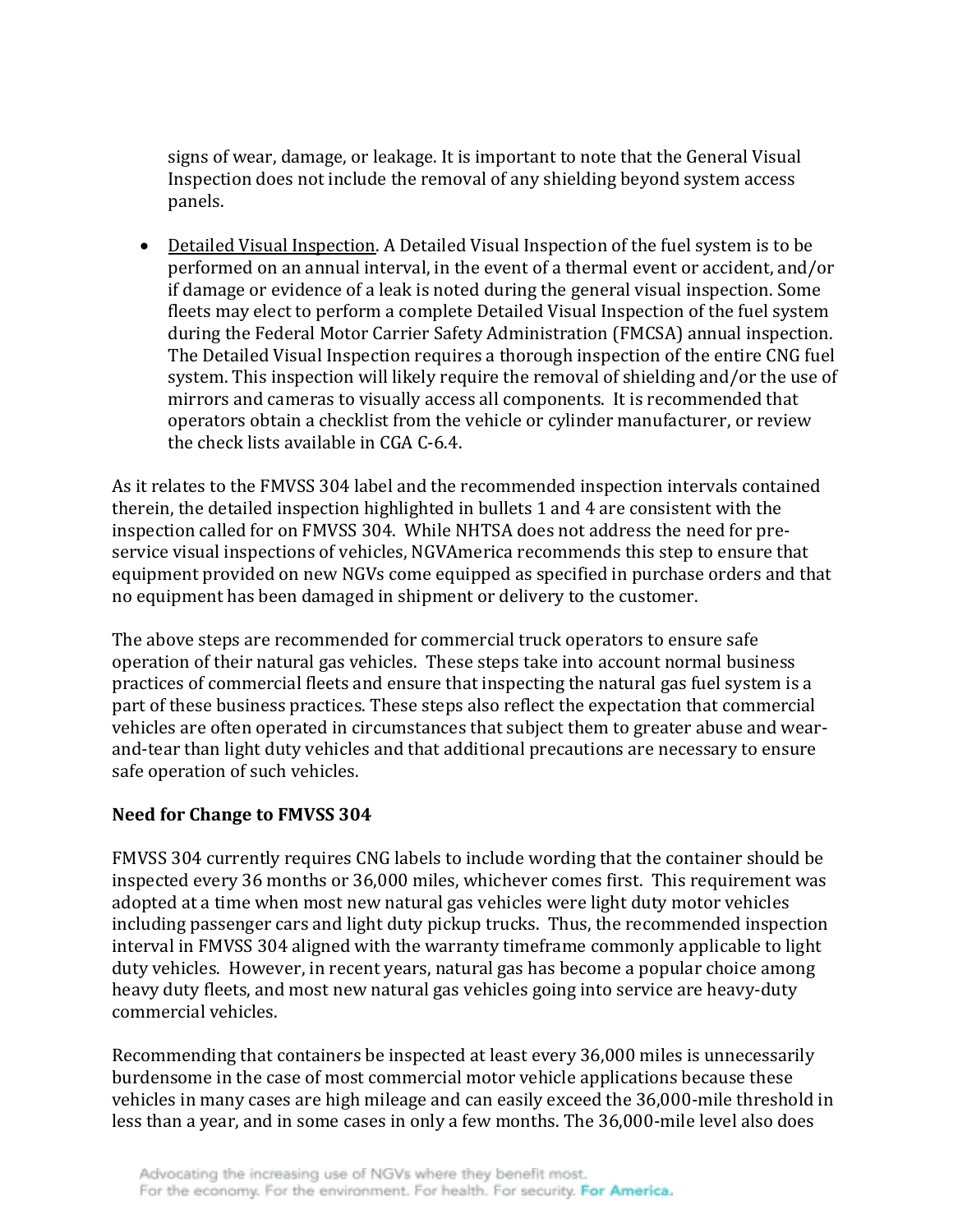signs of wear, damage, or leakage. It is important to note that the General Visual Inspection does not include the removal of any shielding beyond system access panels.

- Detailed Visual Inspection. A Detailed Visual Inspection of the fuel system is to be performed on an annual interval, in the event of a thermal event or accident, and/or if damage or evidence of a leak is noted during the general visual inspection. Some fleets may elect to perform a complete Detailed Visual Inspection of the fuel system during the Federal Motor Carrier Safety Administration (FMCSA) annual inspection. The Detailed Visual Inspection requires a thorough inspection of the entire CNG fuel system. This inspection will likely require the removal of shielding and/or the use of mirrors and cameras to visually access all components. It is recommended that operators obtain a checklist from the vehicle or cylinder manufacturer, or review the check lists available in CGA C-6.4.

As it relates to the FMVSS 304 label and the recommended inspection intervals contained therein, the detailed inspection highlighted in bullets 1 and 4 are consistent with the inspection called for on FMVSS 304. While NHTSA does not address the need for pre-service visual inspections of vehicles, NGVAmerica recommends this step to ensure that equipment provided on new NGVs come equipped as specified in purchase orders and that no equipment has been damaged in shipment or delivery to the customer.

The above steps are recommended for commercial truck operators to ensure safe operation of their natural gas vehicles. These steps take into account normal business practices of commercial fleets and ensure that inspecting the natural gas fuel system is a part of these business practices. These steps also reflect the expectation that commercial vehicles are often operated in circumstances that subject them to greater abuse and wear-and-tear than light duty vehicles and that additional precautions are necessary to ensure safe operation of such vehicles.

**Need for Change to FMVSS 304**

FMVSS 304 currently requires CNG labels to include wording that the container should be inspected every 36 months or 36,000 miles, whichever comes first. This requirement was adopted at a time when most new natural gas vehicles were light duty motor vehicles including passenger cars and light duty pickup trucks. Thus, the recommended inspection interval in FMVSS 304 aligned with the warranty timeframe commonly applicable to light duty vehicles. However, in recent years, natural gas has become a popular choice among heavy duty fleets, and most new natural gas vehicles going into service are heavy-duty commercial vehicles.

Recommending that containers be inspected at least every 36,000 miles is unnecessarily burdensome in the case of most commercial motor vehicle applications because these vehicles in many cases are high mileage and can easily exceed the 36,000-mile threshold in less than a year, and in some cases in only a few months. The 36,000-mile level also does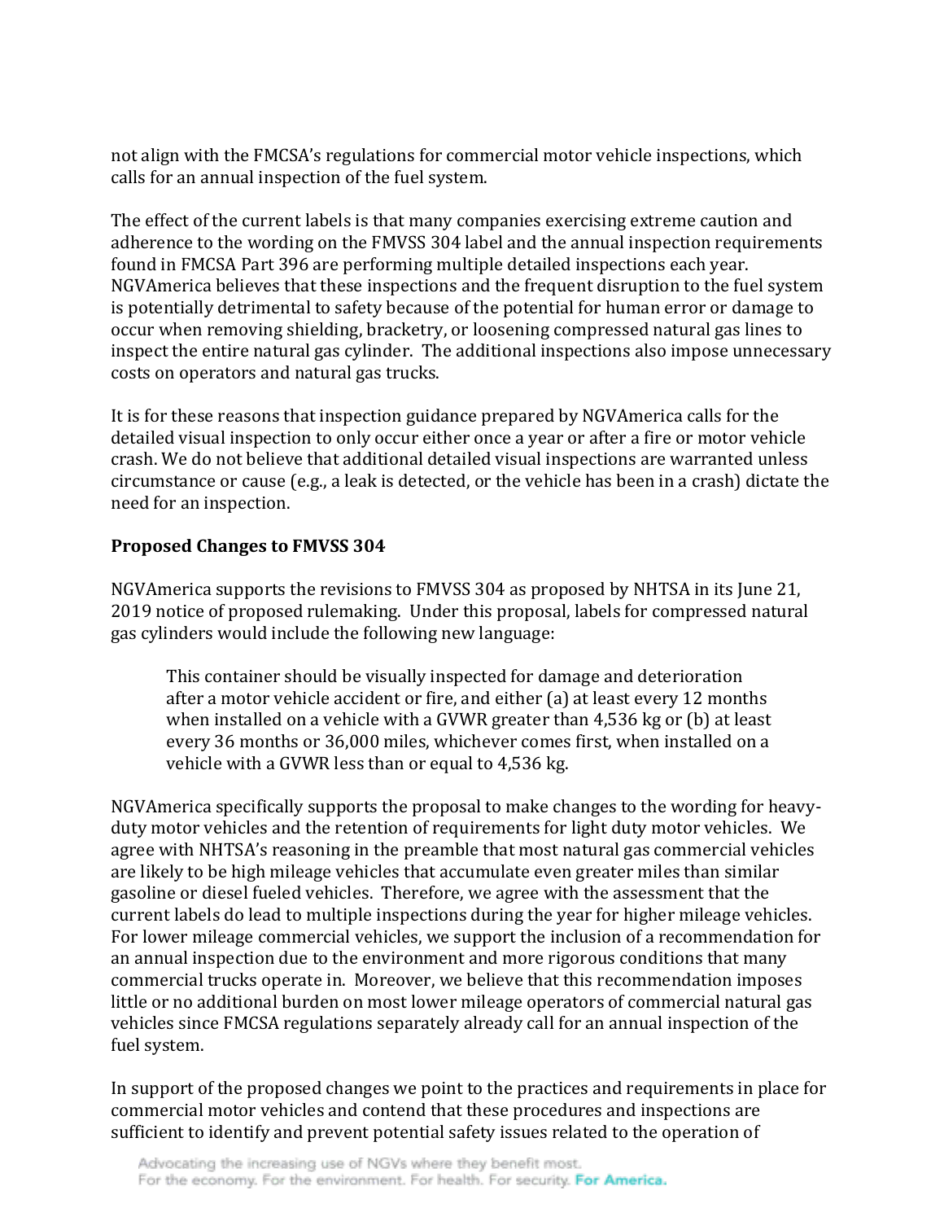not align with the FMCSA's regulations for commercial motor vehicle inspections, which calls for an annual inspection of the fuel system.

The effect of the current labels is that many companies exercising extreme caution and adherence to the wording on the FMVSS 304 label and the annual inspection requirements found in FMCSA Part 396 are performing multiple detailed inspections each year. NGVAmerica believes that these inspections and the frequent disruption to the fuel system is potentially detrimental to safety because of the potential for human error or damage to occur when removing shielding, bracketry, or loosening compressed natural gas lines to inspect the entire natural gas cylinder. The additional inspections also impose unnecessary costs on operators and natural gas trucks.

It is for these reasons that inspection guidance prepared by NGVAmerica calls for the detailed visual inspection to only occur either once a year or after a fire or motor vehicle crash. We do not believe that additional detailed visual inspections are warranted unless circumstance or cause (e.g., a leak is detected, or the vehicle has been in a crash) dictate the need for an inspection.

**Proposed Changes to FMVSS 304**

NGVAmerica supports the revisions to FMVSS 304 as proposed by NHTSA in its June 21, 2019 notice of proposed rulemaking. Under this proposal, labels for compressed natural gas cylinders would include the following new language:

> This container should be visually inspected for damage and deterioration after a motor vehicle accident or fire, and either (a) at least every 12 months when installed on a vehicle with a GVWR greater than 4,536 kg or (b) at least every 36 months or 36,000 miles, whichever comes first, when installed on a vehicle with a GVWR less than or equal to 4,536 kg.

NGVAmerica specifically supports the proposal to make changes to the wording for heavy-duty motor vehicles and the retention of requirements for light duty motor vehicles. We agree with NHTSA's reasoning in the preamble that most natural gas commercial vehicles are likely to be high mileage vehicles that accumulate even greater miles than similar gasoline or diesel fueled vehicles. Therefore, we agree with the assessment that the current labels do lead to multiple inspections during the year for higher mileage vehicles. For lower mileage commercial vehicles, we support the inclusion of a recommendation for an annual inspection due to the environment and more rigorous conditions that many commercial trucks operate in. Moreover, we believe that this recommendation imposes little or no additional burden on most lower mileage operators of commercial natural gas vehicles since FMCSA regulations separately already call for an annual inspection of the fuel system.

In support of the proposed changes we point to the practices and requirements in place for commercial motor vehicles and contend that these procedures and inspections are sufficient to identify and prevent potential safety issues related to the operation of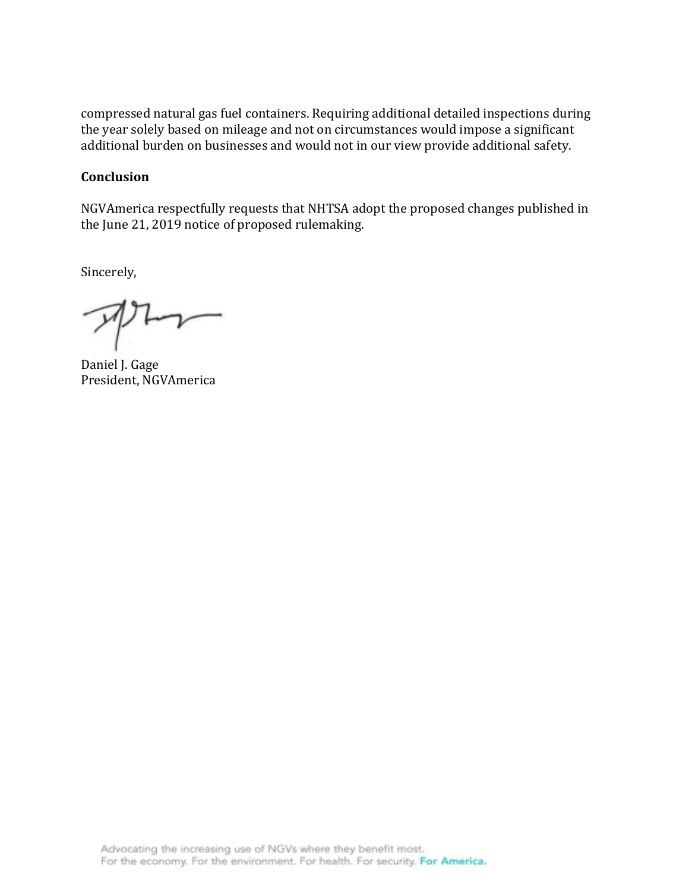compressed natural gas fuel containers. Requiring additional detailed inspections during the year solely based on mileage and not on circumstances would impose a significant additional burden on businesses and would not in our view provide additional safety.

**Conclusion**

NGVAmerica respectfully requests that NHTSA adopt the proposed changes published in the June 21, 2019 notice of proposed rulemaking.

Sincerely,

Daniel J. Gage
President, NGVAmerica